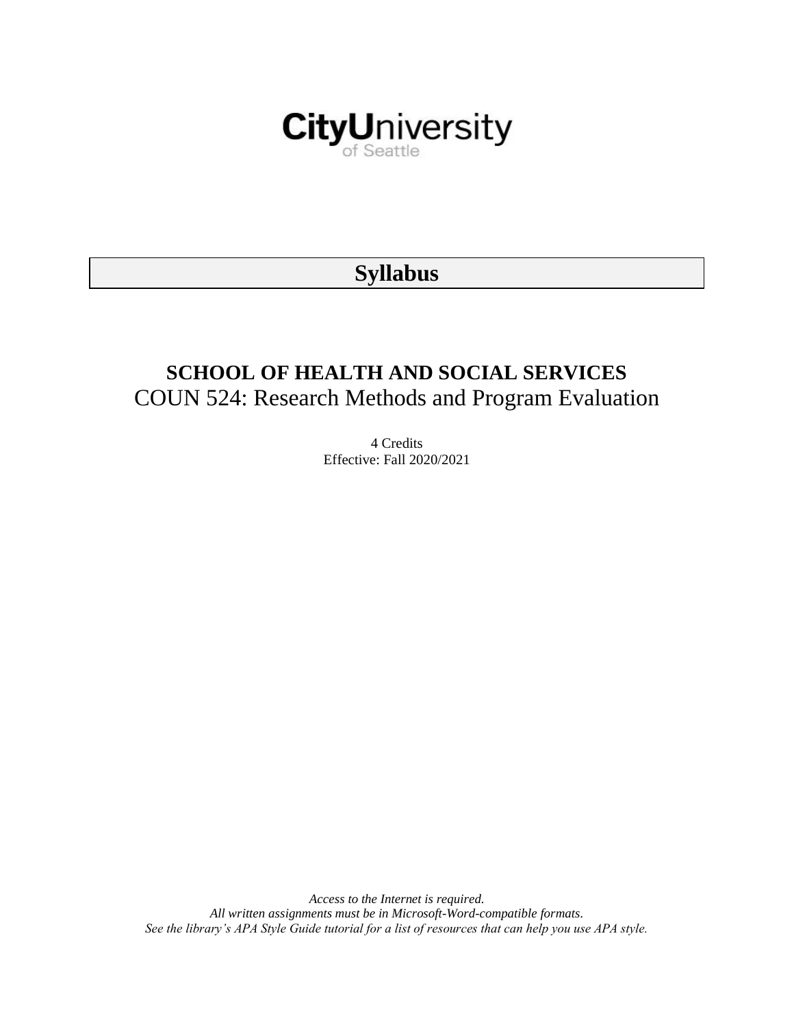CityUniversity of Seattle

# Syllabus

## SCHOOL OF HEALTH AND SOCIAL SERVICES

## COUN 524: Research Methods and Program Evaluation

4 Credits

Effective: Fall 2020/2021

*Access to the Internet is required.*

*All written assignments must be in Microsoft-Word-compatible formats.*

*See the library's APA Style Guide tutorial for a list of resources that can help you use APA style.*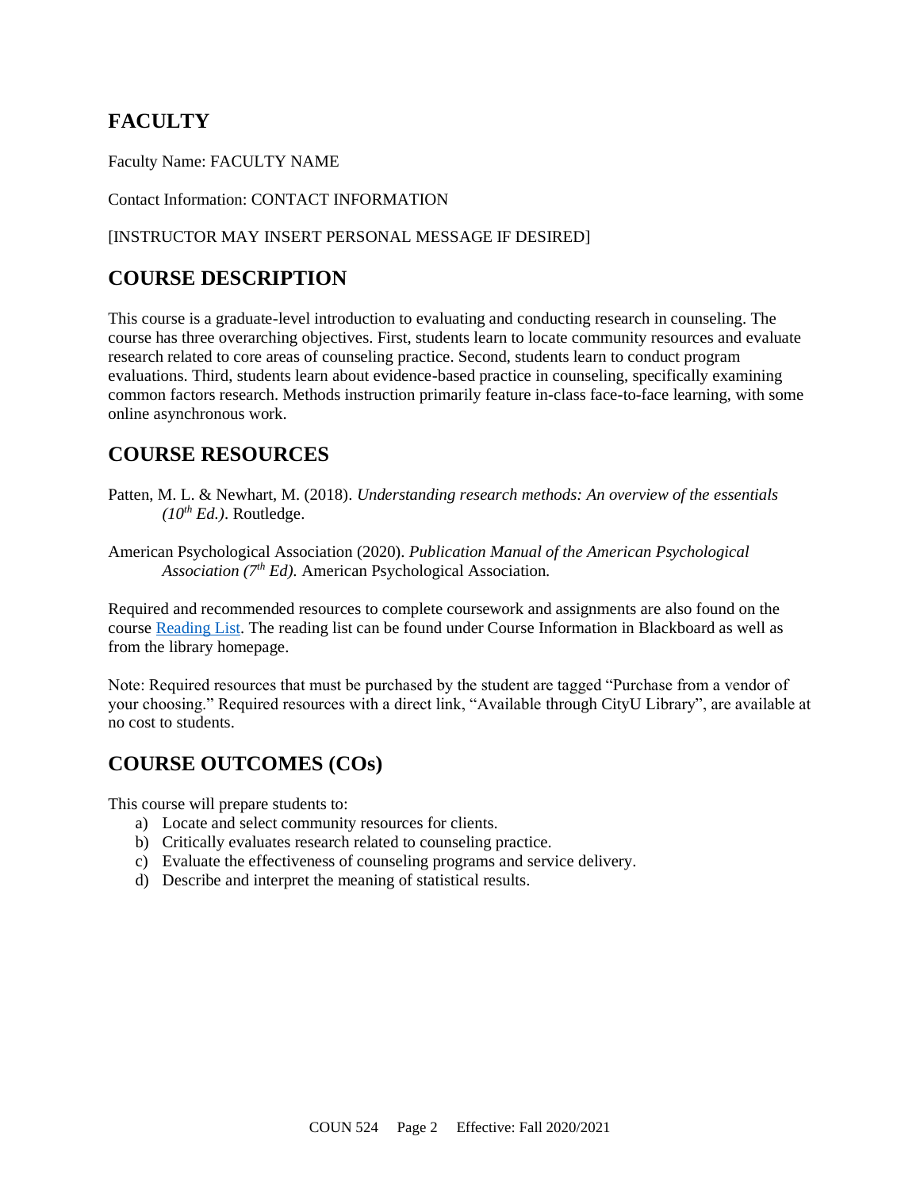## FACULTY

Faculty Name: FACULTY NAME

Contact Information: CONTACT INFORMATION

[INSTRUCTOR MAY INSERT PERSONAL MESSAGE IF DESIRED]

## COURSE DESCRIPTION

This course is a graduate-level introduction to evaluating and conducting research in counseling. The course has three overarching objectives. First, students learn to locate community resources and evaluate research related to core areas of counseling practice. Second, students learn to conduct program evaluations. Third, students learn about evidence-based practice in counseling, specifically examining common factors research. Methods instruction primarily feature in-class face-to-face learning, with some online asynchronous work.

## COURSE RESOURCES

Patten, M. L. & Newhart, M. (2018). *Understanding research methods: An overview of the essentials (10th Ed.)*. Routledge.

American Psychological Association (2020). *Publication Manual of the American Psychological Association (7th Ed).* American Psychological Association.

Required and recommended resources to complete coursework and assignments are also found on the course Reading List. The reading list can be found under Course Information in Blackboard as well as from the library homepage.

Note: Required resources that must be purchased by the student are tagged "Purchase from a vendor of your choosing." Required resources with a direct link, "Available through CityU Library", are available at no cost to students.

## COURSE OUTCOMES (COs)

This course will prepare students to:

a) Locate and select community resources for clients.
b) Critically evaluates research related to counseling practice.
c) Evaluate the effectiveness of counseling programs and service delivery.
d) Describe and interpret the meaning of statistical results.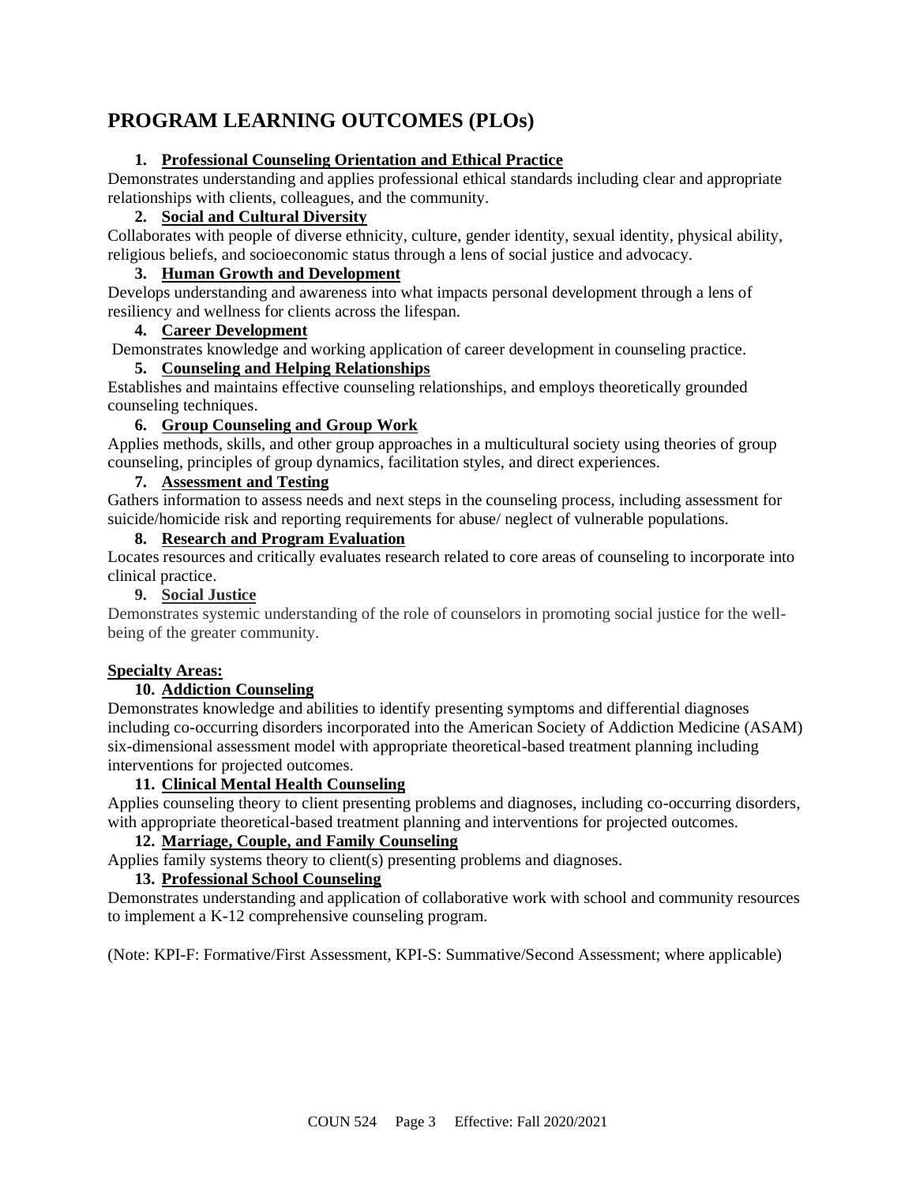# PROGRAM LEARNING OUTCOMES (PLOs)

1. **Professional Counseling Orientation and Ethical Practice**

Demonstrates understanding and applies professional ethical standards including clear and appropriate relationships with clients, colleagues, and the community.

2. **Social and Cultural Diversity**

Collaborates with people of diverse ethnicity, culture, gender identity, sexual identity, physical ability, religious beliefs, and socioeconomic status through a lens of social justice and advocacy.

3. **Human Growth and Development**

Develops understanding and awareness into what impacts personal development through a lens of resiliency and wellness for clients across the lifespan.

4. **Career Development**

Demonstrates knowledge and working application of career development in counseling practice.

5. **Counseling and Helping Relationships**

Establishes and maintains effective counseling relationships, and employs theoretically grounded counseling techniques.

6. **Group Counseling and Group Work**

Applies methods, skills, and other group approaches in a multicultural society using theories of group counseling, principles of group dynamics, facilitation styles, and direct experiences.

7. **Assessment and Testing**

Gathers information to assess needs and next steps in the counseling process, including assessment for suicide/homicide risk and reporting requirements for abuse/ neglect of vulnerable populations.

8. **Research and Program Evaluation**

Locates resources and critically evaluates research related to core areas of counseling to incorporate into clinical practice.

9. **Social Justice**

Demonstrates systemic understanding of the role of counselors in promoting social justice for the well-being of the greater community.

**Specialty Areas:**

10. **Addiction Counseling**

Demonstrates knowledge and abilities to identify presenting symptoms and differential diagnoses including co-occurring disorders incorporated into the American Society of Addiction Medicine (ASAM) six-dimensional assessment model with appropriate theoretical-based treatment planning including interventions for projected outcomes.

11. **Clinical Mental Health Counseling**

Applies counseling theory to client presenting problems and diagnoses, including co-occurring disorders, with appropriate theoretical-based treatment planning and interventions for projected outcomes.

12. **Marriage, Couple, and Family Counseling**

Applies family systems theory to client(s) presenting problems and diagnoses.

13. **Professional School Counseling**

Demonstrates understanding and application of collaborative work with school and community resources to implement a K-12 comprehensive counseling program.

(Note: KPI-F: Formative/First Assessment, KPI-S: Summative/Second Assessment; where applicable)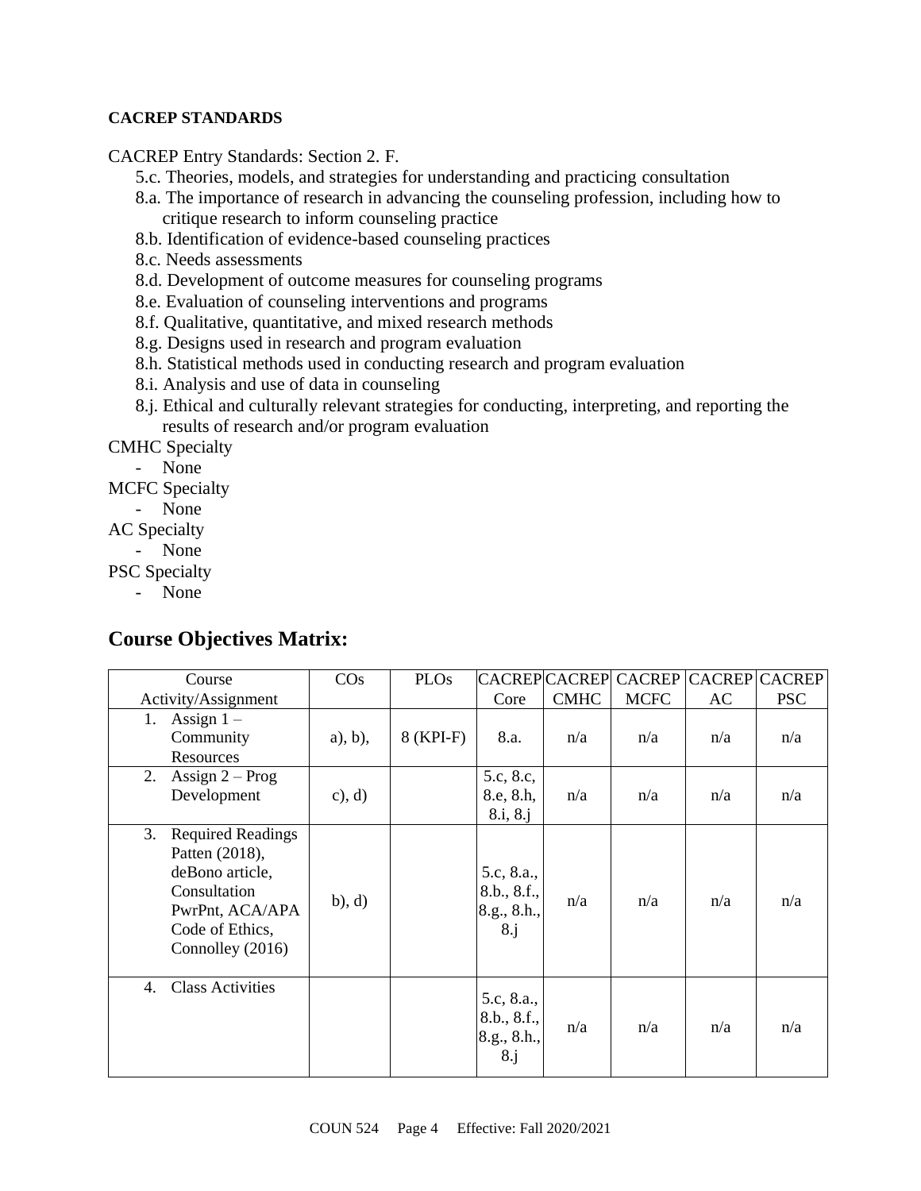**CACREP STANDARDS**

CACREP Entry Standards: Section 2. F.

- 5.c. Theories, models, and strategies for understanding and practicing consultation
- 8.a. The importance of research in advancing the counseling profession, including how to critique research to inform counseling practice
- 8.b. Identification of evidence-based counseling practices
- 8.c. Needs assessments
- 8.d. Development of outcome measures for counseling programs
- 8.e. Evaluation of counseling interventions and programs
- 8.f. Qualitative, quantitative, and mixed research methods
- 8.g. Designs used in research and program evaluation
- 8.h. Statistical methods used in conducting research and program evaluation
- 8.i. Analysis and use of data in counseling
- 8.j. Ethical and culturally relevant strategies for conducting, interpreting, and reporting the results of research and/or program evaluation

CMHC Specialty

- None

MCFC Specialty

- None

AC Specialty

- None

PSC Specialty

- None

## Course Objectives Matrix:

| Course Activity/Assignment | COs | PLOs | CACREP Core | CACREP CMHC | CACREP MCFC | CACREP AC | CACREP PSC |
|---|---|---|---|---|---|---|---|
| 1. Assign 1 – Community Resources | a), b), | 8 (KPI-F) | 8.a. | n/a | n/a | n/a | n/a |
| 2. Assign 2 – Prog Development | c), d) | | 5.c, 8.c, 8.e, 8.h, 8.i, 8.j | n/a | n/a | n/a | n/a |
| 3. Required Readings Patten (2018), deBono article, Consultation PwrPnt, ACA/APA Code of Ethics, Connolley (2016) | b), d) | | 5.c, 8.a., 8.b., 8.f., 8.g., 8.h., 8.j | n/a | n/a | n/a | n/a |
| 4. Class Activities | | | 5.c, 8.a., 8.b., 8.f., 8.g., 8.h., 8.j | n/a | n/a | n/a | n/a |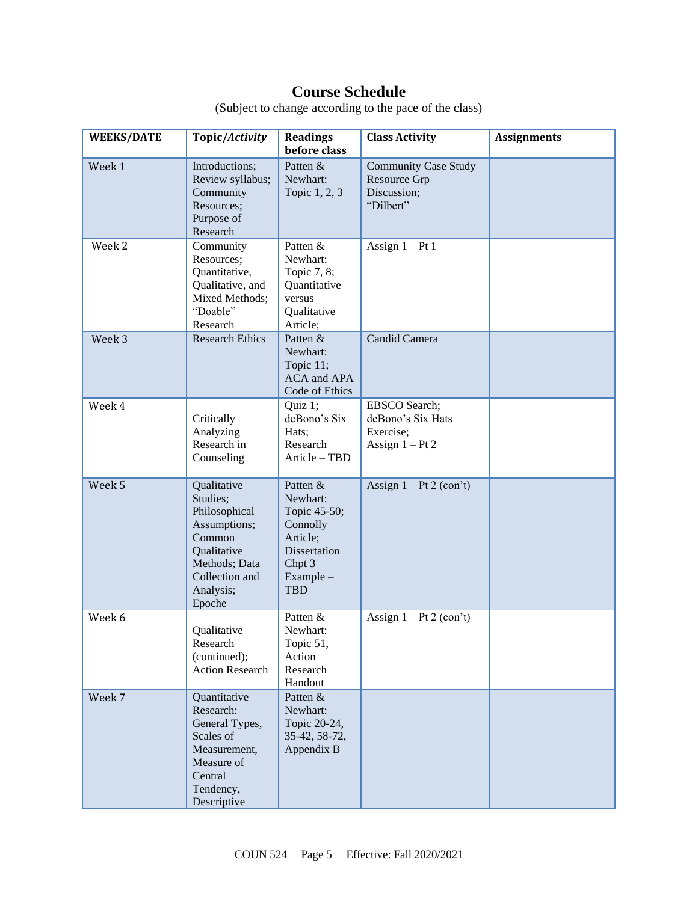## Course Schedule

(Subject to change according to the pace of the class)

| WEEKS/DATE | Topic/*Activity* | Readings before class | Class Activity | Assignments |
|---|---|---|---|---|
| Week 1 | Introductions; Review syllabus; Community Resources; Purpose of Research | Patten & Newhart: Topic 1, 2, 3 | Community Case Study Resource Grp Discussion; "Dilbert" | |
| Week 2 | Community Resources; Quantitative, Qualitative, and Mixed Methods; "Doable" Research | Patten & Newhart: Topic 7, 8; Quantitative versus Qualitative Article; | Assign 1 – Pt 1 | |
| Week 3 | Research Ethics | Patten & Newhart: Topic 11; ACA and APA Code of Ethics | Candid Camera | |
| Week 4 | Critically Analyzing Research in Counseling | Quiz 1; deBono's Six Hats; Research Article – TBD | EBSCO Search; deBono's Six Hats Exercise; Assign 1 – Pt 2 | |
| Week 5 | Qualitative Studies; Philosophical Assumptions; Common Qualitative Methods; Data Collection and Analysis; Epoche | Patten & Newhart: Topic 45-50; Connolly Article; Dissertation Chpt 3 Example – TBD | Assign 1 – Pt 2 (con't) | |
| Week 6 | Qualitative Research (continued); Action Research | Patten & Newhart: Topic 51, Action Research Handout | Assign 1 – Pt 2 (con't) | |
| Week 7 | Quantitative Research: General Types, Scales of Measurement, Measure of Central Tendency, Descriptive | Patten & Newhart: Topic 20-24, 35-42, 58-72, Appendix B | | |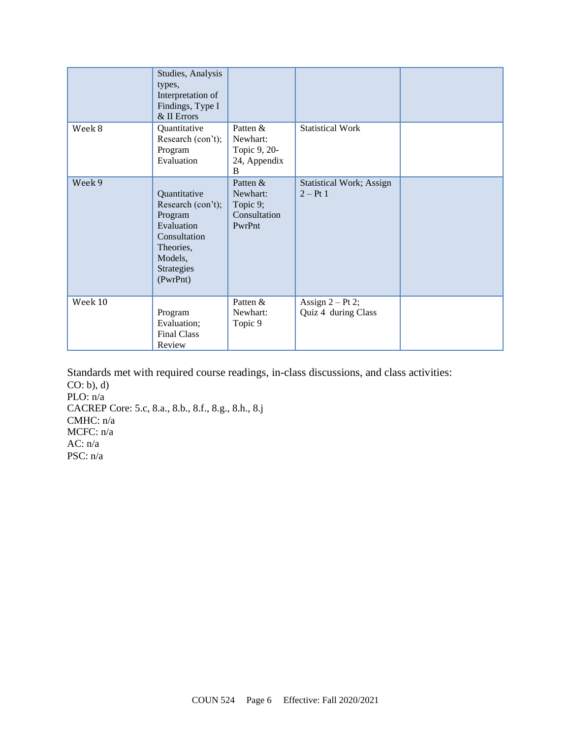| | | | | |
|---|---|---|---|---|
| | Studies, Analysis types, Interpretation of Findings, Type I & II Errors | | | |
| Week 8 | Quantitative Research (con't); Program Evaluation | Patten & Newhart: Topic 9, 20-24, Appendix B | Statistical Work | |
| Week 9 | Quantitative Research (con't); Program Evaluation Consultation Theories, Models, Strategies (PwrPnt) | Patten & Newhart: Topic 9; Consultation PwrPnt | Statistical Work; Assign 2 – Pt 1 | |
| Week 10 | Program Evaluation; Final Class Review | Patten & Newhart: Topic 9 | Assign 2 – Pt 2; Quiz 4 during Class | |

Standards met with required course readings, in-class discussions, and class activities:
CO: b), d)
PLO: n/a
CACREP Core: 5.c, 8.a., 8.b., 8.f., 8.g., 8.h., 8.j
CMHC: n/a
MCFC: n/a
AC: n/a
PSC: n/a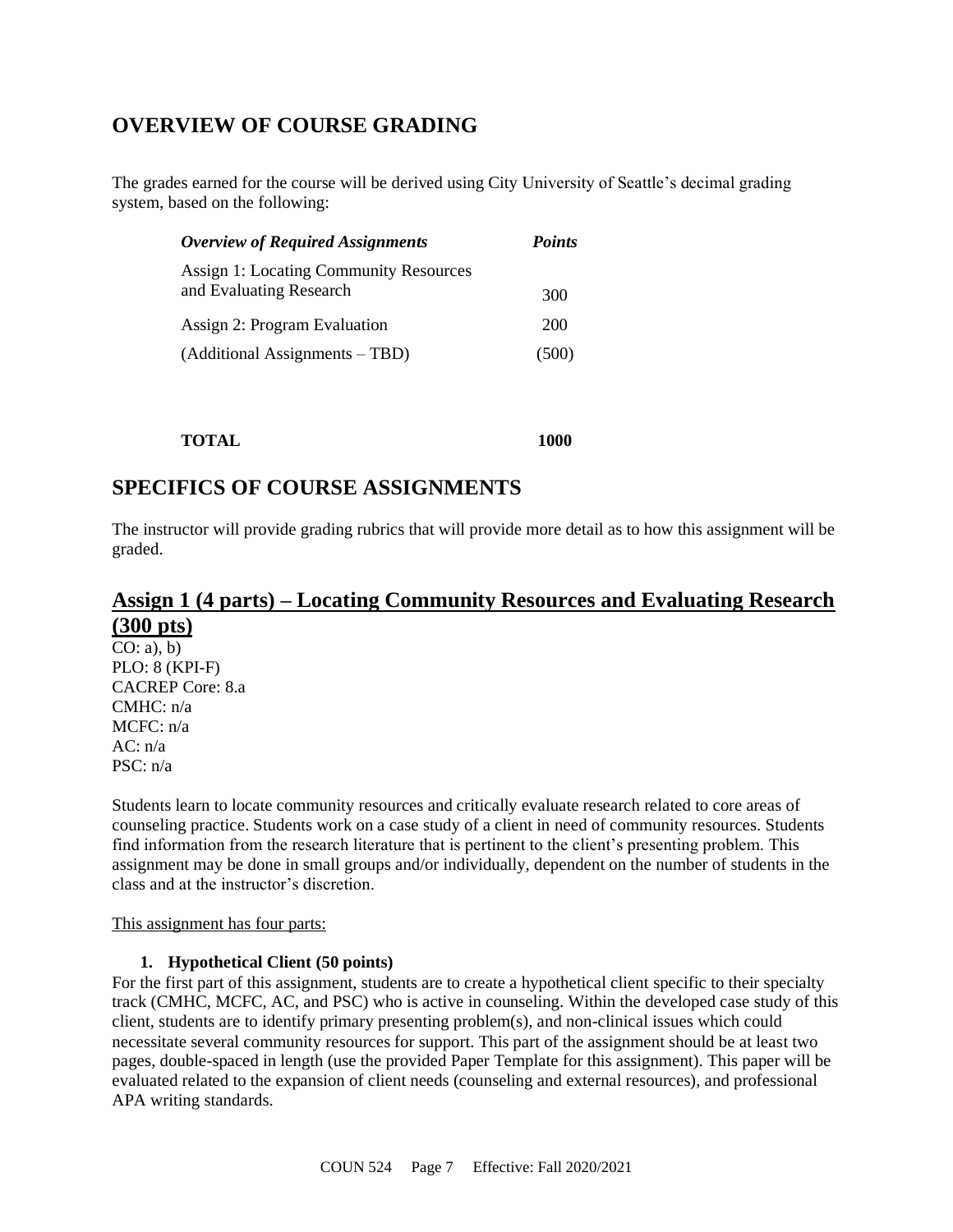## OVERVIEW OF COURSE GRADING

The grades earned for the course will be derived using City University of Seattle's decimal grading system, based on the following:

| *Overview of Required Assignments* | *Points* |
| --- | --- |
| Assign 1: Locating Community Resources and Evaluating Research | 300 |
| Assign 2: Program Evaluation | 200 |
| (Additional Assignments – TBD) | (500) |
| **TOTAL** | **1000** |

## SPECIFICS OF COURSE ASSIGNMENTS

The instructor will provide grading rubrics that will provide more detail as to how this assignment will be graded.

### Assign 1 (4 parts) – Locating Community Resources and Evaluating Research (300 pts)

CO: a), b)
PLO: 8 (KPI-F)
CACREP Core: 8.a
CMHC: n/a
MCFC: n/a
AC: n/a
PSC: n/a

Students learn to locate community resources and critically evaluate research related to core areas of counseling practice. Students work on a case study of a client in need of community resources. Students find information from the research literature that is pertinent to the client's presenting problem. This assignment may be done in small groups and/or individually, dependent on the number of students in the class and at the instructor's discretion.

This assignment has four parts:

1. **Hypothetical Client (50 points)**

For the first part of this assignment, students are to create a hypothetical client specific to their specialty track (CMHC, MCFC, AC, and PSC) who is active in counseling. Within the developed case study of this client, students are to identify primary presenting problem(s), and non-clinical issues which could necessitate several community resources for support. This part of the assignment should be at least two pages, double-spaced in length (use the provided Paper Template for this assignment). This paper will be evaluated related to the expansion of client needs (counseling and external resources), and professional APA writing standards.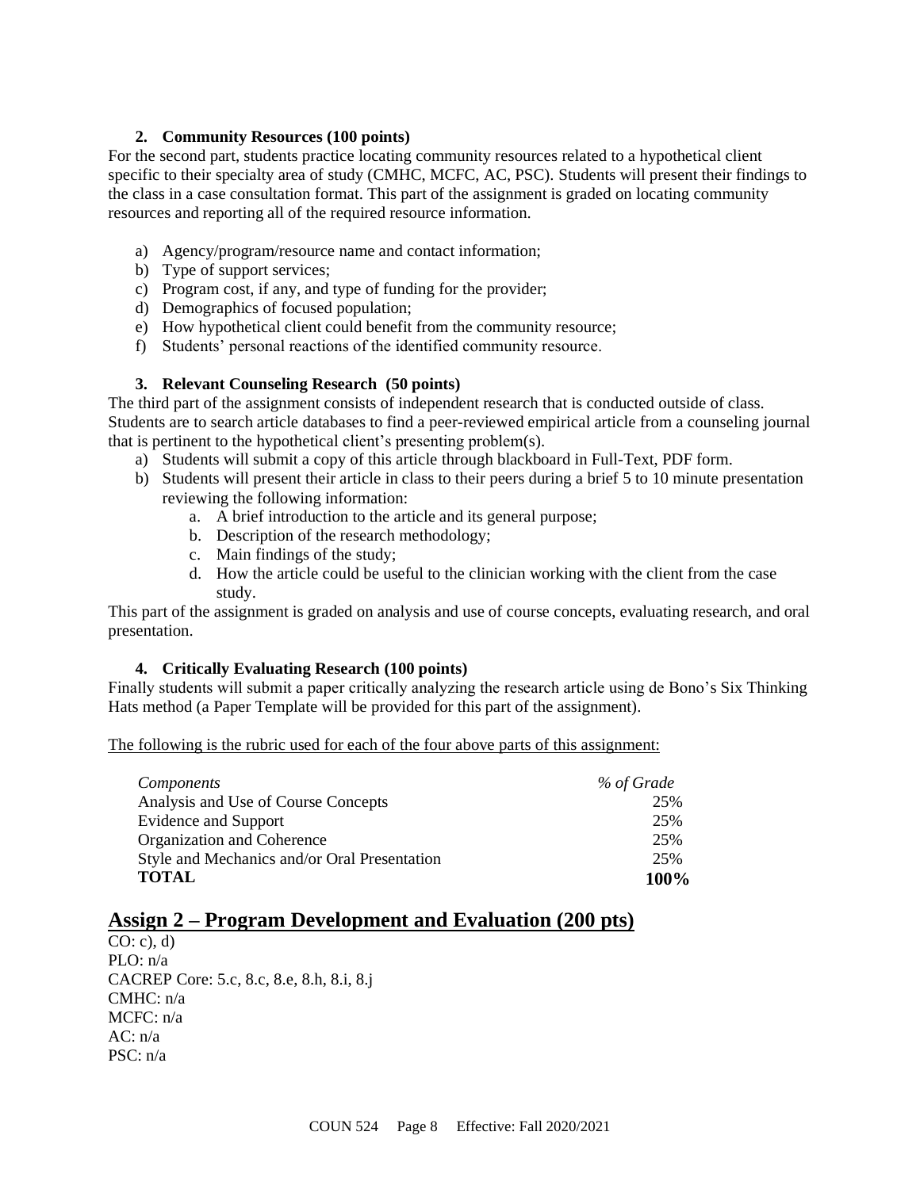#### 2. Community Resources (100 points)

For the second part, students practice locating community resources related to a hypothetical client specific to their specialty area of study (CMHC, MCFC, AC, PSC). Students will present their findings to the class in a case consultation format. This part of the assignment is graded on locating community resources and reporting all of the required resource information.

a) Agency/program/resource name and contact information;
b) Type of support services;
c) Program cost, if any, and type of funding for the provider;
d) Demographics of focused population;
e) How hypothetical client could benefit from the community resource;
f) Students' personal reactions of the identified community resource.

#### 3. Relevant Counseling Research (50 points)

The third part of the assignment consists of independent research that is conducted outside of class. Students are to search article databases to find a peer-reviewed empirical article from a counseling journal that is pertinent to the hypothetical client's presenting problem(s).

a) Students will submit a copy of this article through blackboard in Full-Text, PDF form.
b) Students will present their article in class to their peers during a brief 5 to 10 minute presentation reviewing the following information:
    a. A brief introduction to the article and its general purpose;
    b. Description of the research methodology;
    c. Main findings of the study;
    d. How the article could be useful to the clinician working with the client from the case study.

This part of the assignment is graded on analysis and use of course concepts, evaluating research, and oral presentation.

#### 4. Critically Evaluating Research (100 points)

Finally students will submit a paper critically analyzing the research article using de Bono's Six Thinking Hats method (a Paper Template will be provided for this part of the assignment).

<u>The following is the rubric used for each of the four above parts of this assignment:</u>

| *Components* | *% of Grade* |
|---|---|
| Analysis and Use of Course Concepts | 25% |
| Evidence and Support | 25% |
| Organization and Coherence | 25% |
| Style and Mechanics and/or Oral Presentation | 25% |
| **TOTAL** | **100%** |

## Assign 2 – Program Development and Evaluation (200 pts)

CO: c), d)
PLO: n/a
CACREP Core: 5.c, 8.c, 8.e, 8.h, 8.i, 8.j
CMHC: n/a
MCFC: n/a
AC: n/a
PSC: n/a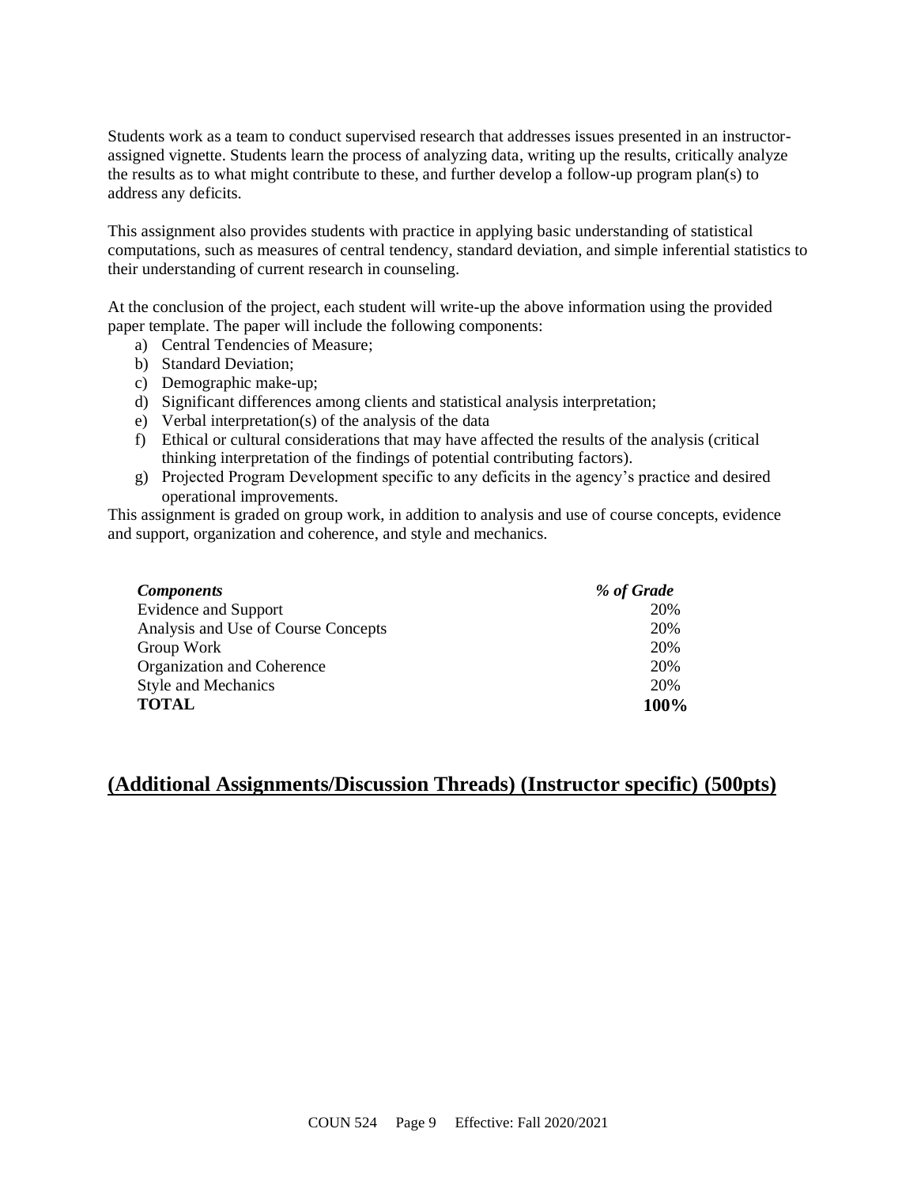Students work as a team to conduct supervised research that addresses issues presented in an instructor-assigned vignette. Students learn the process of analyzing data, writing up the results, critically analyze the results as to what might contribute to these, and further develop a follow-up program plan(s) to address any deficits.

This assignment also provides students with practice in applying basic understanding of statistical computations, such as measures of central tendency, standard deviation, and simple inferential statistics to their understanding of current research in counseling.

At the conclusion of the project, each student will write-up the above information using the provided paper template. The paper will include the following components:

a) Central Tendencies of Measure;
b) Standard Deviation;
c) Demographic make-up;
d) Significant differences among clients and statistical analysis interpretation;
e) Verbal interpretation(s) of the analysis of the data
f) Ethical or cultural considerations that may have affected the results of the analysis (critical thinking interpretation of the findings of potential contributing factors).
g) Projected Program Development specific to any deficits in the agency's practice and desired operational improvements.

This assignment is graded on group work, in addition to analysis and use of course concepts, evidence and support, organization and coherence, and style and mechanics.

| *Components* | *% of Grade* |
|---|---|
| Evidence and Support | 20% |
| Analysis and Use of Course Concepts | 20% |
| Group Work | 20% |
| Organization and Coherence | 20% |
| Style and Mechanics | 20% |
| **TOTAL** | **100%** |

## (Additional Assignments/Discussion Threads) (Instructor specific) (500pts)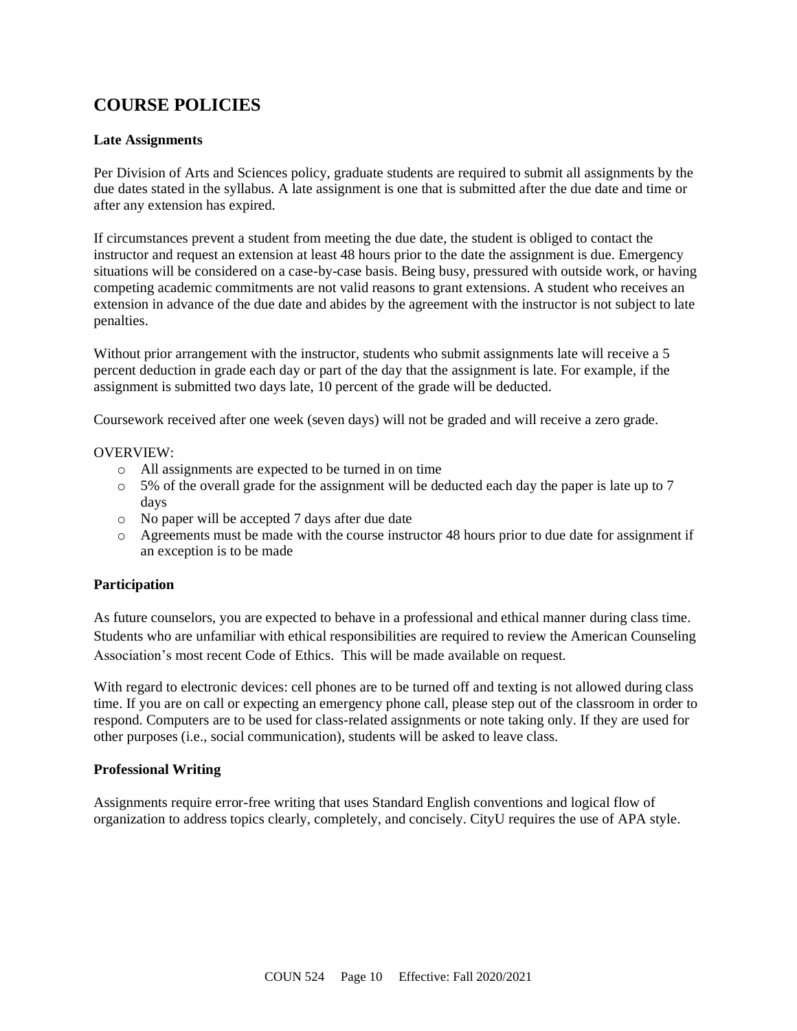## COURSE POLICIES

### Late Assignments

Per Division of Arts and Sciences policy, graduate students are required to submit all assignments by the due dates stated in the syllabus. A late assignment is one that is submitted after the due date and time or after any extension has expired.

If circumstances prevent a student from meeting the due date, the student is obliged to contact the instructor and request an extension at least 48 hours prior to the date the assignment is due. Emergency situations will be considered on a case-by-case basis. Being busy, pressured with outside work, or having competing academic commitments are not valid reasons to grant extensions. A student who receives an extension in advance of the due date and abides by the agreement with the instructor is not subject to late penalties.

Without prior arrangement with the instructor, students who submit assignments late will receive a 5 percent deduction in grade each day or part of the day that the assignment is late. For example, if the assignment is submitted two days late, 10 percent of the grade will be deducted.

Coursework received after one week (seven days) will not be graded and will receive a zero grade.

OVERVIEW:

- All assignments are expected to be turned in on time
- 5% of the overall grade for the assignment will be deducted each day the paper is late up to 7 days
- No paper will be accepted 7 days after due date
- Agreements must be made with the course instructor 48 hours prior to due date for assignment if an exception is to be made

### Participation

As future counselors, you are expected to behave in a professional and ethical manner during class time. Students who are unfamiliar with ethical responsibilities are required to review the American Counseling Association's most recent Code of Ethics. This will be made available on request.

With regard to electronic devices: cell phones are to be turned off and texting is not allowed during class time. If you are on call or expecting an emergency phone call, please step out of the classroom in order to respond. Computers are to be used for class-related assignments or note taking only. If they are used for other purposes (i.e., social communication), students will be asked to leave class.

### Professional Writing

Assignments require error-free writing that uses Standard English conventions and logical flow of organization to address topics clearly, completely, and concisely. CityU requires the use of APA style.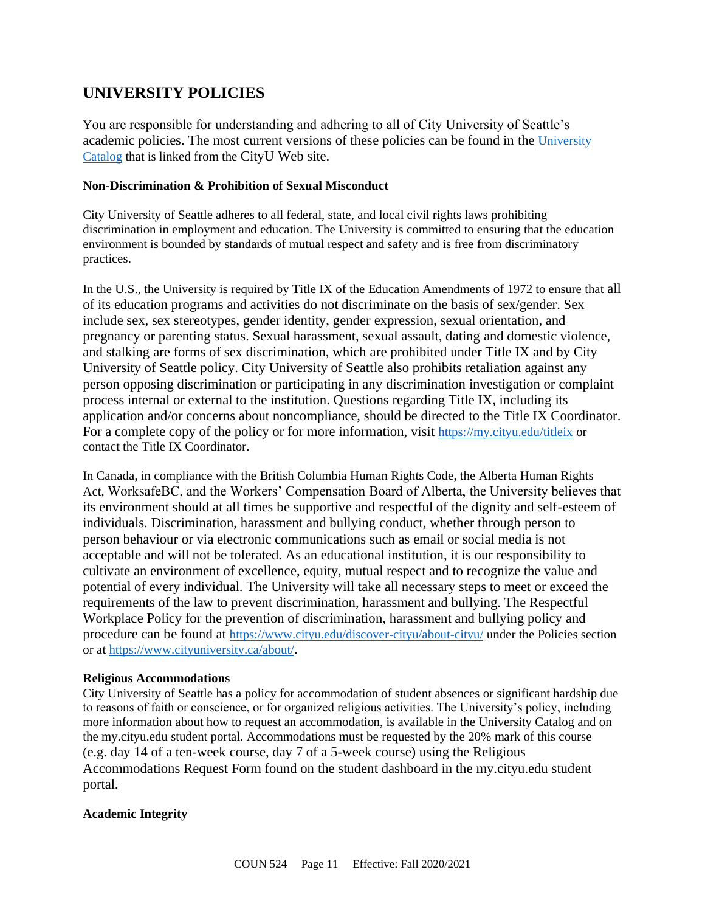## UNIVERSITY POLICIES

You are responsible for understanding and adhering to all of City University of Seattle's academic policies. The most current versions of these policies can be found in the [University Catalog](University Catalog) that is linked from the CityU Web site.

**Non-Discrimination & Prohibition of Sexual Misconduct**

City University of Seattle adheres to all federal, state, and local civil rights laws prohibiting discrimination in employment and education. The University is committed to ensuring that the education environment is bounded by standards of mutual respect and safety and is free from discriminatory practices.

In the U.S., the University is required by Title IX of the Education Amendments of 1972 to ensure that all of its education programs and activities do not discriminate on the basis of sex/gender. Sex include sex, sex stereotypes, gender identity, gender expression, sexual orientation, and pregnancy or parenting status. Sexual harassment, sexual assault, dating and domestic violence, and stalking are forms of sex discrimination, which are prohibited under Title IX and by City University of Seattle policy. City University of Seattle also prohibits retaliation against any person opposing discrimination or participating in any discrimination investigation or complaint process internal or external to the institution. Questions regarding Title IX, including its application and/or concerns about noncompliance, should be directed to the Title IX Coordinator. For a complete copy of the policy or for more information, visit https://my.cityu.edu/titleix or contact the Title IX Coordinator.

In Canada, in compliance with the British Columbia Human Rights Code, the Alberta Human Rights Act, WorksafeBC, and the Workers' Compensation Board of Alberta, the University believes that its environment should at all times be supportive and respectful of the dignity and self-esteem of individuals. Discrimination, harassment and bullying conduct, whether through person to person behaviour or via electronic communications such as email or social media is not acceptable and will not be tolerated. As an educational institution, it is our responsibility to cultivate an environment of excellence, equity, mutual respect and to recognize the value and potential of every individual. The University will take all necessary steps to meet or exceed the requirements of the law to prevent discrimination, harassment and bullying. The Respectful Workplace Policy for the prevention of discrimination, harassment and bullying policy and procedure can be found at https://www.cityu.edu/discover-cityu/about-cityu/ under the Policies section or at https://www.cityuniversity.ca/about/.

**Religious Accommodations**

City University of Seattle has a policy for accommodation of student absences or significant hardship due to reasons of faith or conscience, or for organized religious activities. The University's policy, including more information about how to request an accommodation, is available in the University Catalog and on the my.cityu.edu student portal. Accommodations must be requested by the 20% mark of this course (e.g. day 14 of a ten-week course, day 7 of a 5-week course) using the Religious Accommodations Request Form found on the student dashboard in the my.cityu.edu student portal.

**Academic Integrity**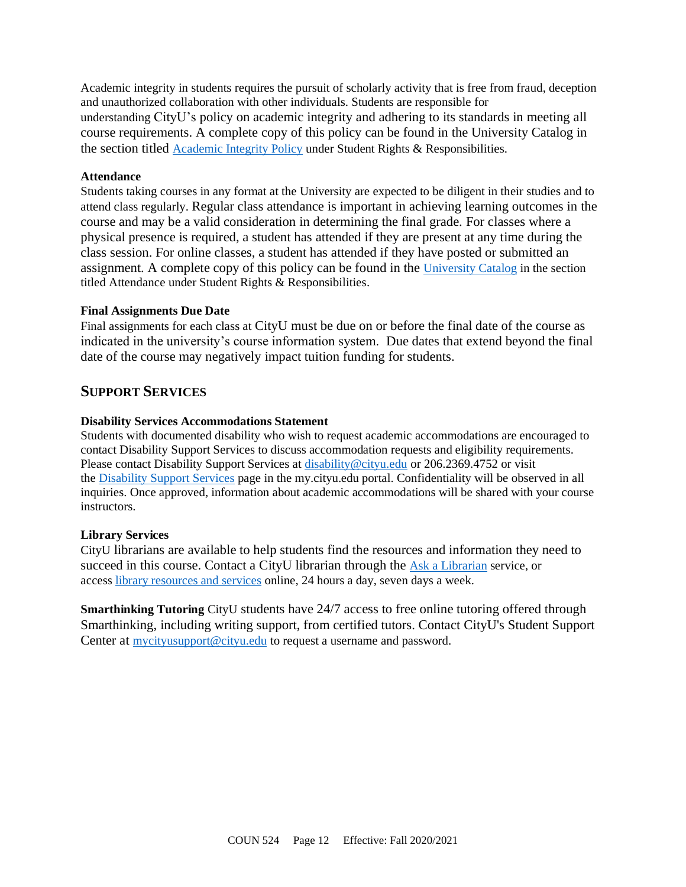Academic integrity in students requires the pursuit of scholarly activity that is free from fraud, deception and unauthorized collaboration with other individuals. Students are responsible for understanding CityU's policy on academic integrity and adhering to its standards in meeting all course requirements. A complete copy of this policy can be found in the University Catalog in the section titled [Academic Integrity Policy] under Student Rights & Responsibilities.

**Attendance**

Students taking courses in any format at the University are expected to be diligent in their studies and to attend class regularly. Regular class attendance is important in achieving learning outcomes in the course and may be a valid consideration in determining the final grade. For classes where a physical presence is required, a student has attended if they are present at any time during the class session. For online classes, a student has attended if they have posted or submitted an assignment. A complete copy of this policy can be found in the [University Catalog] in the section titled Attendance under Student Rights & Responsibilities.

**Final Assignments Due Date**

Final assignments for each class at CityU must be due on or before the final date of the course as indicated in the university's course information system. Due dates that extend beyond the final date of the course may negatively impact tuition funding for students.

## SUPPORT SERVICES

**Disability Services Accommodations Statement**

Students with documented disability who wish to request academic accommodations are encouraged to contact Disability Support Services to discuss accommodation requests and eligibility requirements. Please contact Disability Support Services at disability@cityu.edu or 206.2369.4752 or visit the [Disability Support Services] page in the my.cityu.edu portal. Confidentiality will be observed in all inquiries. Once approved, information about academic accommodations will be shared with your course instructors.

**Library Services**

CityU librarians are available to help students find the resources and information they need to succeed in this course. Contact a CityU librarian through the [Ask a Librarian] service, or access [library resources and services] online, 24 hours a day, seven days a week.

**Smarthinking Tutoring** CityU students have 24/7 access to free online tutoring offered through Smarthinking, including writing support, from certified tutors. Contact CityU's Student Support Center at mycityusupport@cityu.edu to request a username and password.